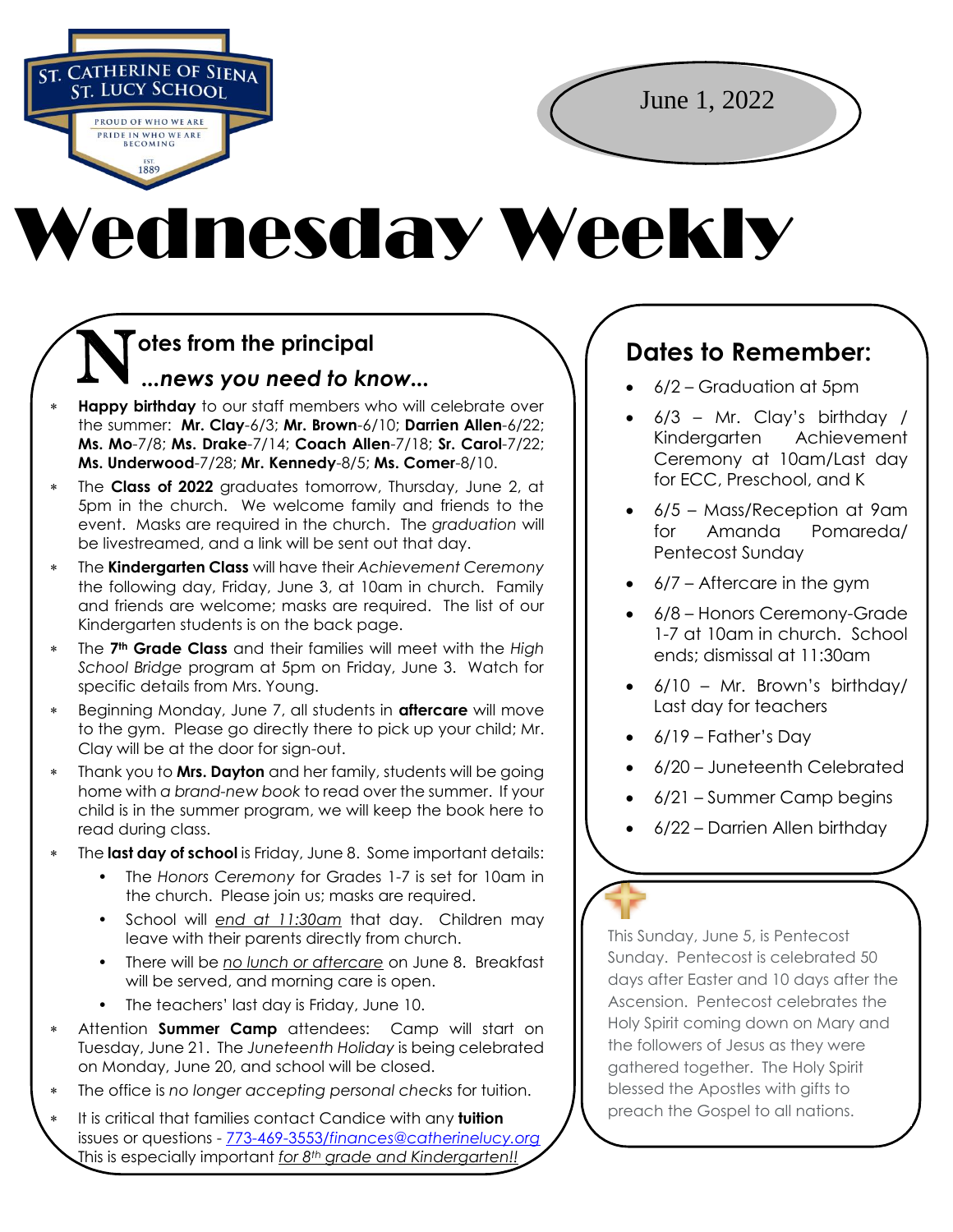ST. CATHERINE OF SIENA
ST. LUCY SCHOOL

PROUD OF WHO WE ARE
PRIDE IN WHO WE ARE BECOMING
EST 1889

June 1, 2022

# Wednesday Weekly

## Notes from the principal

### *...news you need to know...*

- **Happy birthday** to our staff members who will celebrate over the summer: **Mr. Clay**-6/3; **Mr. Brown**-6/10; **Darrien Allen**-6/22; **Ms. Mo**-7/8; **Ms. Drake**-7/14; **Coach Allen**-7/18; **Sr. Carol**-7/22; **Ms. Underwood**-7/28; **Mr. Kennedy**-8/5; **Ms. Comer**-8/10.
- The **Class of 2022** graduates tomorrow, Thursday, June 2, at 5pm in the church. We welcome family and friends to the event. Masks are required in the church. The *graduation* will be livestreamed, and a link will be sent out that day.
- The **Kindergarten Class** will have their *Achievement Ceremony* the following day, Friday, June 3, at 10am in church. Family and friends are welcome; masks are required. The list of our Kindergarten students is on the back page.
- The **7th Grade Class** and their families will meet with the *High School Bridge* program at 5pm on Friday, June 3. Watch for specific details from Mrs. Young.
- Beginning Monday, June 7, all students in **aftercare** will move to the gym. Please go directly there to pick up your child; Mr. Clay will be at the door for sign-out.
- Thank you to **Mrs. Dayton** and her family, students will be going home with *a brand-new book* to read over the summer. If your child is in the summer program, we will keep the book here to read during class.
- The **last day of school** is Friday, June 8. Some important details:
  - The *Honors Ceremony* for Grades 1-7 is set for 10am in the church. Please join us; masks are required.
  - School will *end at 11:30am* that day. Children may leave with their parents directly from church.
  - There will be *no lunch or aftercare* on June 8. Breakfast will be served, and morning care is open.
  - The teachers' last day is Friday, June 10.
- Attention **Summer Camp** attendees: Camp will start on Tuesday, June 21. The *Juneteenth Holiday* is being celebrated on Monday, June 20, and school will be closed.
- The office is *no longer accepting personal checks* for tuition.
- It is critical that families contact Candice with any **tuition** issues or questions - 773-469-3553/*finances@catherinelucy.org* This is especially important *for 8th grade and Kindergarten!!*

## Dates to Remember:

- 6/2 – Graduation at 5pm
- 6/3 – Mr. Clay's birthday / Kindergarten Achievement Ceremony at 10am/Last day for ECC, Preschool, and K
- 6/5 – Mass/Reception at 9am for Amanda Pomareda/ Pentecost Sunday
- 6/7 – Aftercare in the gym
- 6/8 – Honors Ceremony-Grade 1-7 at 10am in church. School ends; dismissal at 11:30am
- 6/10 – Mr. Brown's birthday/ Last day for teachers
- 6/19 – Father's Day
- 6/20 – Juneteenth Celebrated
- 6/21 – Summer Camp begins
- 6/22 – Darrien Allen birthday

This Sunday, June 5, is Pentecost Sunday. Pentecost is celebrated 50 days after Easter and 10 days after the Ascension. Pentecost celebrates the Holy Spirit coming down on Mary and the followers of Jesus as they were gathered together. The Holy Spirit blessed the Apostles with gifts to preach the Gospel to all nations.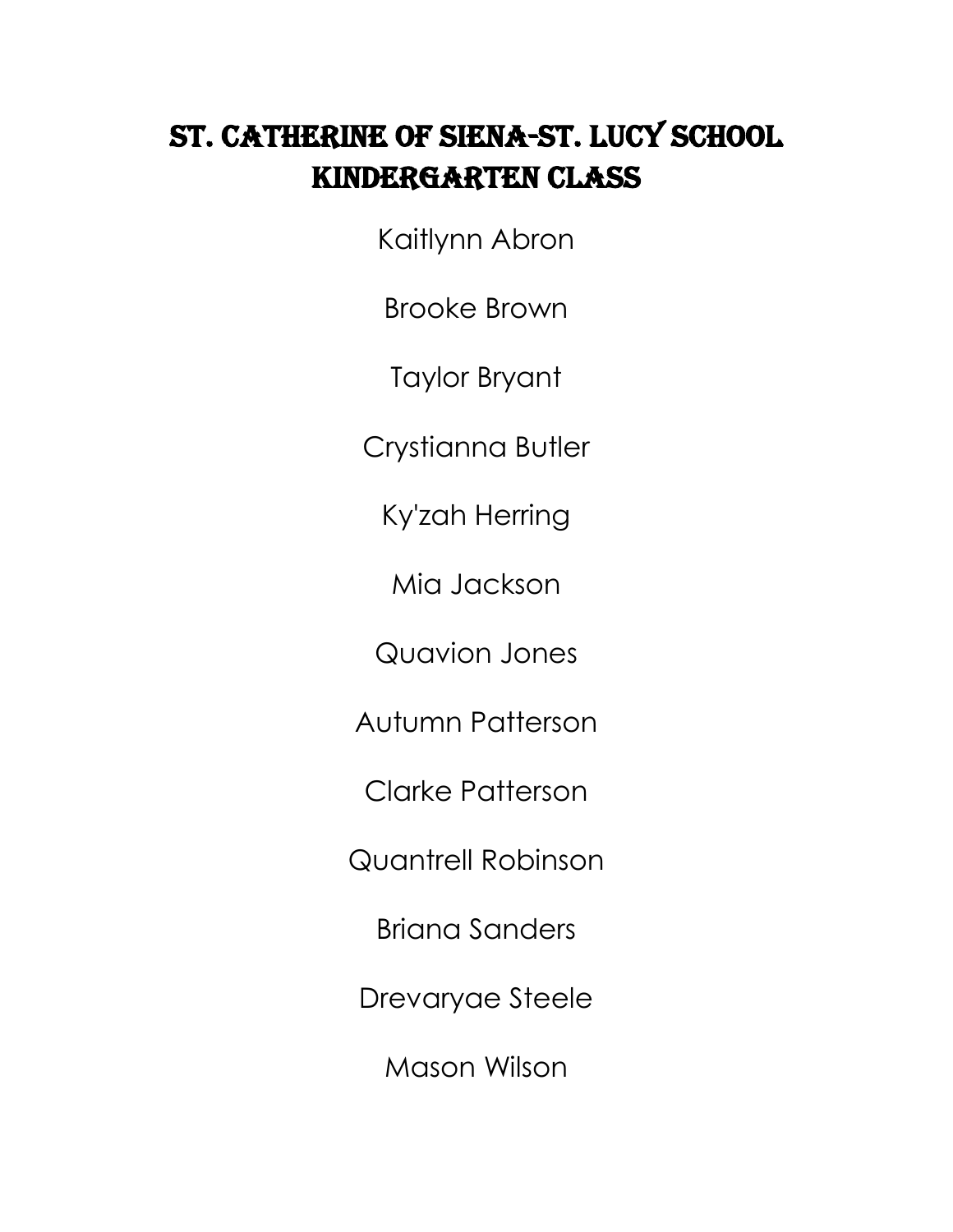# St. Catherine of Siena-St. Lucy School Kindergarten Class

Kaitlynn Abron

Brooke Brown

Taylor Bryant

Crystianna Butler

Ky'zah Herring

Mia Jackson

Quavion Jones

Autumn Patterson

Clarke Patterson

Quantrell Robinson

Briana Sanders

Drevaryae Steele

Mason Wilson